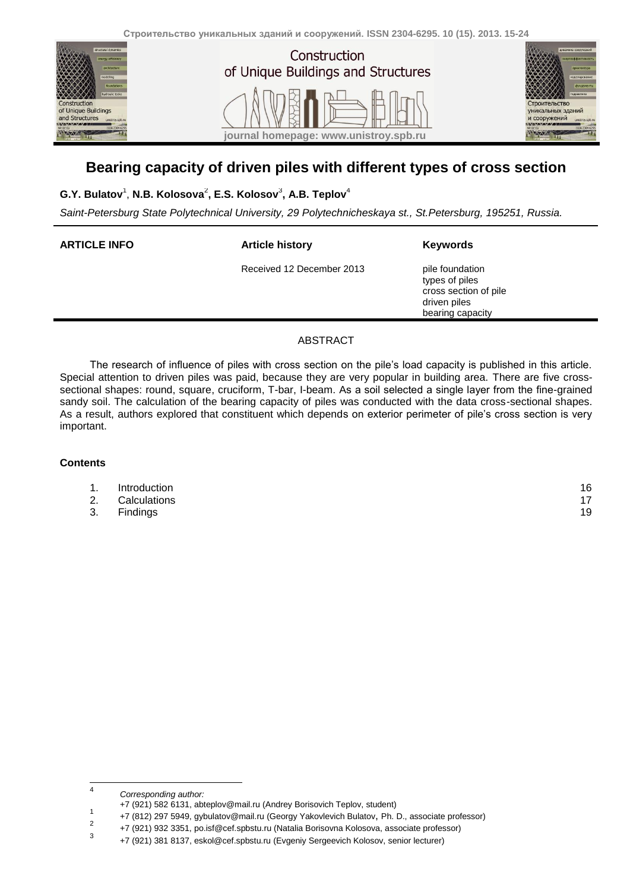# Bearing capacity of driven piles with different types of cross section

**G.Y. Bulatov**[1], **N.B. Kolosova**[2]**, E.S. Kolosov**[3]**, A.B. Teplov**[4]

*Saint-Petersburg State Polytechnical University, 29 Polytechnicheskaya st., St.Petersburg, 195251, Russia.*

| **ARTICLE INFO** | **Article history** | **Keywords** |
|---|---|---|
| | Received 12 December 2013 | pile foundation<br>types of piles<br>cross section of pile<br>driven piles<br>bearing capacity |

## ABSTRACT

The research of influence of piles with cross section on the pile's load capacity is published in this article. Special attention to driven piles was paid, because they are very popular in building area. There are five cross-sectional shapes: round, square, cruciform, T-bar, I-beam. As a soil selected a single layer from the fine-grained sandy soil. The calculation of the bearing capacity of piles was conducted with the data cross-sectional shapes. As a result, authors explored that constituent which depends on exterior perimeter of pile's cross section is very important.

### Contents

1. Introduction 16
2. Calculations 17
3. Findings 19

---

[4] *Corresponding author:*
+7 (921) 582 6131, abteplov@mail.ru (Andrey Borisovich Teplov, student)

[1] +7 (812) 297 5949, gybulatov@mail.ru (Georgy Yakovlevich Bulatov, Ph. D., associate professor)

[2] +7 (921) 932 3351, po.isf@cef.spbstu.ru (Natalia Borisovna Kolosova, associate professor)

[3] +7 (921) 381 8137, eskol@cef.spbstu.ru (Evgeniy Sergeevich Kolosov, senior lecturer)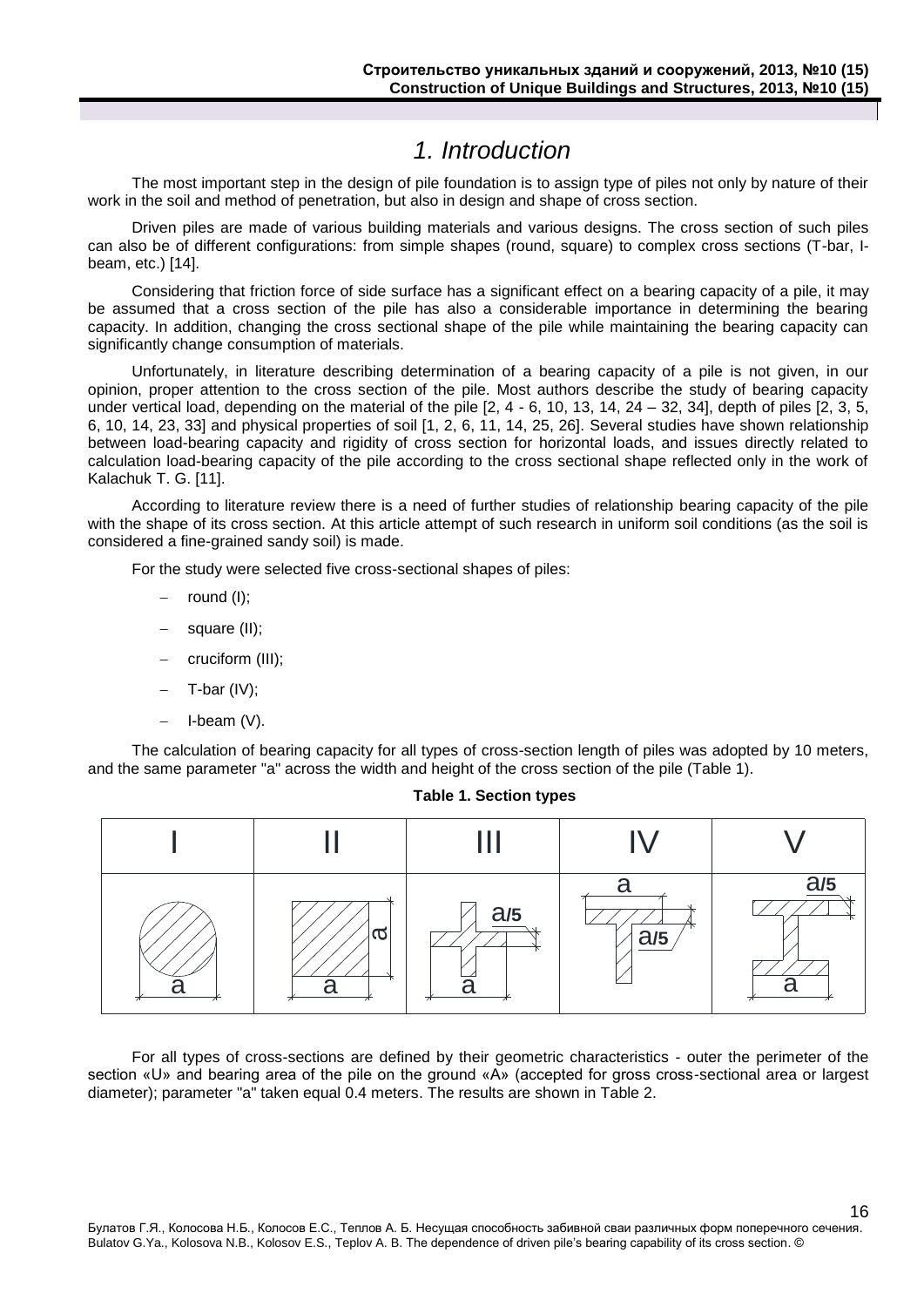# *1. Introduction*

The most important step in the design of pile foundation is to assign type of piles not only by nature of their work in the soil and method of penetration, but also in design and shape of cross section.

Driven piles are made of various building materials and various designs. The cross section of such piles can also be of different configurations: from simple shapes (round, square) to complex cross sections (T-bar, I-beam, etc.) [14].

Considering that friction force of side surface has a significant effect on a bearing capacity of a pile, it may be assumed that a cross section of the pile has also a considerable importance in determining the bearing capacity. In addition, changing the cross sectional shape of the pile while maintaining the bearing capacity can significantly change consumption of materials.

Unfortunately, in literature describing determination of a bearing capacity of a pile is not given, in our opinion, proper attention to the cross section of the pile. Most authors describe the study of bearing capacity under vertical load, depending on the material of the pile [2, 4 - 6, 10, 13, 14, 24 – 32, 34], depth of piles [2, 3, 5, 6, 10, 14, 23, 33] and physical properties of soil [1, 2, 6, 11, 14, 25, 26]. Several studies have shown relationship between load-bearing capacity and rigidity of cross section for horizontal loads, and issues directly related to calculation load-bearing capacity of the pile according to the cross sectional shape reflected only in the work of Kalachuk T. G. [11].

According to literature review there is a need of further studies of relationship bearing capacity of the pile with the shape of its cross section. At this article attempt of such research in uniform soil conditions (as the soil is considered a fine-grained sandy soil) is made.

For the study were selected five cross-sectional shapes of piles:

- round (I);
- square (II);
- cruciform (III);
- T-bar (IV);
- I-beam (V).

The calculation of bearing capacity for all types of cross-section length of piles was adopted by 10 meters, and the same parameter "a" across the width and height of the cross section of the pile (Table 1).

**Table 1. Section types**

| I | II | III | IV | V |
|---|---|---|---|---|
| a | a, a | a, a/5 | a, a/5 | a, a/5 |

For all types of cross-sections are defined by their geometric characteristics - outer the perimeter of the section «U» and bearing area of the pile on the ground «A» (accepted for gross cross-sectional area or largest diameter); parameter "a" taken equal 0.4 meters. The results are shown in Table 2.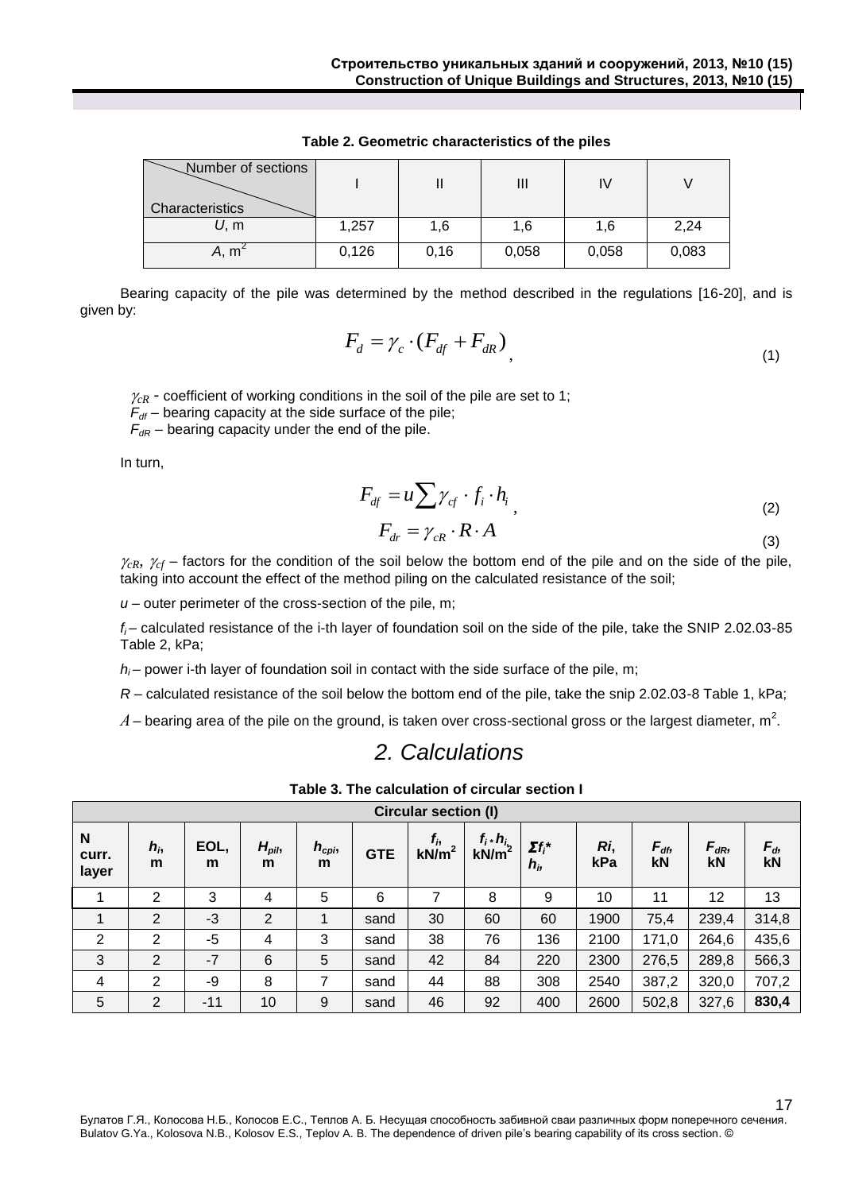**Table 2. Geometric characteristics of the piles**

| Characteristics \ Number of sections | I | II | III | IV | V |
|---|---|---|---|---|---|
| $U$, m | 1,257 | 1,6 | 1,6 | 1,6 | 2,24 |
| $A$, m$^2$ | 0,126 | 0,16 | 0,058 | 0,058 | 0,083 |

Bearing capacity of the pile was determined by the method described in the regulations [16-20], and is given by:

$$F_d = \gamma_c \cdot (F_{df} + F_{dR}), \tag{1}$$

$\gamma_{cR}$ - coefficient of working conditions in the soil of the pile are set to 1;
$F_{df}$ – bearing capacity at the side surface of the pile;
$F_{dR}$ – bearing capacity under the end of the pile.

In turn,

$$F_{df} = u \sum \gamma_{cf} \cdot f_i \cdot h_i, \tag{2}$$

$$F_{dr} = \gamma_{cR} \cdot R \cdot A \tag{3}$$

$\gamma_{cR}$, $\gamma_{cf}$ – factors for the condition of the soil below the bottom end of the pile and on the side of the pile, taking into account the effect of the method piling on the calculated resistance of the soil;

$u$ – outer perimeter of the cross-section of the pile, m;

$f_i$ – calculated resistance of the i-th layer of foundation soil on the side of the pile, take the SNIP 2.02.03-85 Table 2, kPa;

$h_i$ – power i-th layer of foundation soil in contact with the side surface of the pile, m;

$R$ – calculated resistance of the soil below the bottom end of the pile, take the snip 2.02.03-8 Table 1, kPa;

$A$ – bearing area of the pile on the ground, is taken over cross-sectional gross or the largest diameter, m$^2$.

## 2. Calculations

**Table 3. The calculation of circular section I**

| Circular section (I) | | | | | | | | | | | | |
|---|---|---|---|---|---|---|---|---|---|---|---|---|
| N curr. layer | $h_i$, m | EOL, m | $H_{pil}$, m | $h_{cpi}$, m | GTE | $f_i$, kN/m$^2$ | $f_i * h_i$, kN/m$^2$ | $\Sigma f_i * h_i$ | $R_i$, kPa | $F_{df}$, kN | $F_{dR}$, kN | $F_d$, kN |
| 1 | 2 | 3 | 4 | 5 | 6 | 7 | 8 | 9 | 10 | 11 | 12 | 13 |
| 1 | 2 | -3 | 2 | 1 | sand | 30 | 60 | 60 | 1900 | 75,4 | 239,4 | 314,8 |
| 2 | 2 | -5 | 4 | 3 | sand | 38 | 76 | 136 | 2100 | 171,0 | 264,6 | 435,6 |
| 3 | 2 | -7 | 6 | 5 | sand | 42 | 84 | 220 | 2300 | 276,5 | 289,8 | 566,3 |
| 4 | 2 | -9 | 8 | 7 | sand | 44 | 88 | 308 | 2540 | 387,2 | 320,0 | 707,2 |
| 5 | 2 | -11 | 10 | 9 | sand | 46 | 92 | 400 | 2600 | 502,8 | 327,6 | **830,4** |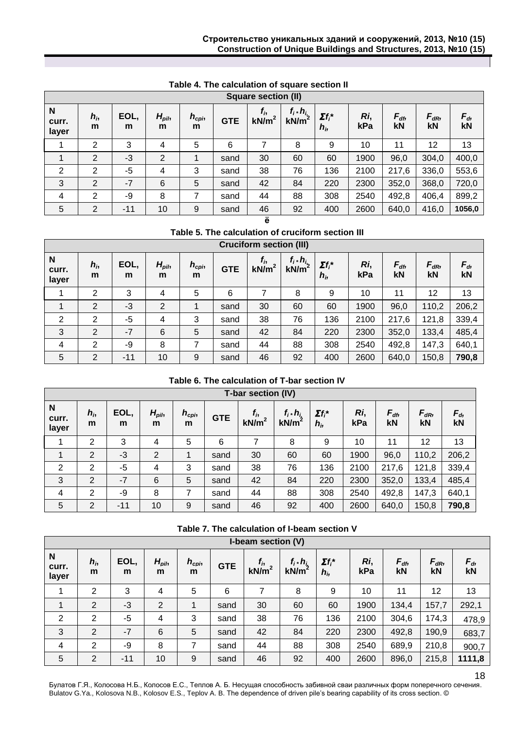**Table 4. The calculation of square section II**

| Square section (II) | | | | | | | | | | | | |
|---|---|---|---|---|---|---|---|---|---|---|---|---|
| N curr. layer | $h_i$, m | EOL, m | $H_{pil}$, m | $h_{cpi}$, m | GTE | $f_i$, kN/m$^2$ | $f_i * h_i$, kN/m$^2$ | $\Sigma f_i * h_i$ | $Ri$, kPa | $F_{df}$, kN | $F_{dR}$, kN | $F_d$, kN |
| 1 | 2 | 3 | 4 | 5 | 6 | 7 | 8 | 9 | 10 | 11 | 12 | 13 |
| 1 | 2 | -3 | 2 | 1 | sand | 30 | 60 | 60 | 1900 | 96,0 | 304,0 | 400,0 |
| 2 | 2 | -5 | 4 | 3 | sand | 38 | 76 | 136 | 2100 | 217,6 | 336,0 | 553,6 |
| 3 | 2 | -7 | 6 | 5 | sand | 42 | 84 | 220 | 2300 | 352,0 | 368,0 | 720,0 |
| 4 | 2 | -9 | 8 | 7 | sand | 44 | 88 | 308 | 2540 | 492,8 | 406,4 | 899,2 |
| 5 | 2 | -11 | 10 | 9 | sand | 46 | 92 | 400 | 2600 | 640,0 | 416,0 | **1056,0** |

ё

**Table 5. The calculation of cruciform section III**

| Cruciform section (III) | | | | | | | | | | | | |
|---|---|---|---|---|---|---|---|---|---|---|---|---|
| N curr. layer | $h_i$, m | EOL, m | $H_{pil}$, m | $h_{cpi}$, m | GTE | $f_i$, kN/m$^2$ | $f_i * h_i$, kN/m$^2$ | $\Sigma f_i * h_i$ | $Ri$, kPa | $F_{df}$, kN | $F_{dR}$, kN | $F_d$, kN |
| 1 | 2 | 3 | 4 | 5 | 6 | 7 | 8 | 9 | 10 | 11 | 12 | 13 |
| 1 | 2 | -3 | 2 | 1 | sand | 30 | 60 | 60 | 1900 | 96,0 | 110,2 | 206,2 |
| 2 | 2 | -5 | 4 | 3 | sand | 38 | 76 | 136 | 2100 | 217,6 | 121,8 | 339,4 |
| 3 | 2 | -7 | 6 | 5 | sand | 42 | 84 | 220 | 2300 | 352,0 | 133,4 | 485,4 |
| 4 | 2 | -9 | 8 | 7 | sand | 44 | 88 | 308 | 2540 | 492,8 | 147,3 | 640,1 |
| 5 | 2 | -11 | 10 | 9 | sand | 46 | 92 | 400 | 2600 | 640,0 | 150,8 | **790,8** |

**Table 6. The calculation of T-bar section IV**

| T-bar section (IV) | | | | | | | | | | | | |
|---|---|---|---|---|---|---|---|---|---|---|---|---|
| N curr. layer | $h_i$, m | EOL, m | $H_{pil}$, m | $h_{cpi}$, m | GTE | $f_i$, kN/m$^2$ | $f_i * h_i$, kN/m$^2$ | $\Sigma f_i * h_i$ | $Ri$, kPa | $F_{df}$, kN | $F_{dR}$, kN | $F_d$, kN |
| 1 | 2 | 3 | 4 | 5 | 6 | 7 | 8 | 9 | 10 | 11 | 12 | 13 |
| 1 | 2 | -3 | 2 | 1 | sand | 30 | 60 | 60 | 1900 | 96,0 | 110,2 | 206,2 |
| 2 | 2 | -5 | 4 | 3 | sand | 38 | 76 | 136 | 2100 | 217,6 | 121,8 | 339,4 |
| 3 | 2 | -7 | 6 | 5 | sand | 42 | 84 | 220 | 2300 | 352,0 | 133,4 | 485,4 |
| 4 | 2 | -9 | 8 | 7 | sand | 44 | 88 | 308 | 2540 | 492,8 | 147,3 | 640,1 |
| 5 | 2 | -11 | 10 | 9 | sand | 46 | 92 | 400 | 2600 | 640,0 | 150,8 | **790,8** |

**Table 7. The calculation of I-beam section V**

| I-beam section (V) | | | | | | | | | | | | |
|---|---|---|---|---|---|---|---|---|---|---|---|---|
| N curr. layer | $h_i$, m | EOL, m | $H_{pil}$, m | $h_{cpi}$, m | GTE | $f_i$, kN/m$^2$ | $f_i * h_i$, kN/m$^2$ | $\Sigma f_i * h_i$ | $Ri$, kPa | $F_{df}$, kN | $F_{dR}$, kN | $F_d$, kN |
| 1 | 2 | 3 | 4 | 5 | 6 | 7 | 8 | 9 | 10 | 11 | 12 | 13 |
| 1 | 2 | -3 | 2 | 1 | sand | 30 | 60 | 60 | 1900 | 134,4 | 157,7 | 292,1 |
| 2 | 2 | -5 | 4 | 3 | sand | 38 | 76 | 136 | 2100 | 304,6 | 174,3 | 478,9 |
| 3 | 2 | -7 | 6 | 5 | sand | 42 | 84 | 220 | 2300 | 492,8 | 190,9 | 683,7 |
| 4 | 2 | -9 | 8 | 7 | sand | 44 | 88 | 308 | 2540 | 689,9 | 210,8 | 900,7 |
| 5 | 2 | -11 | 10 | 9 | sand | 46 | 92 | 400 | 2600 | 896,0 | 215,8 | **1111,8** |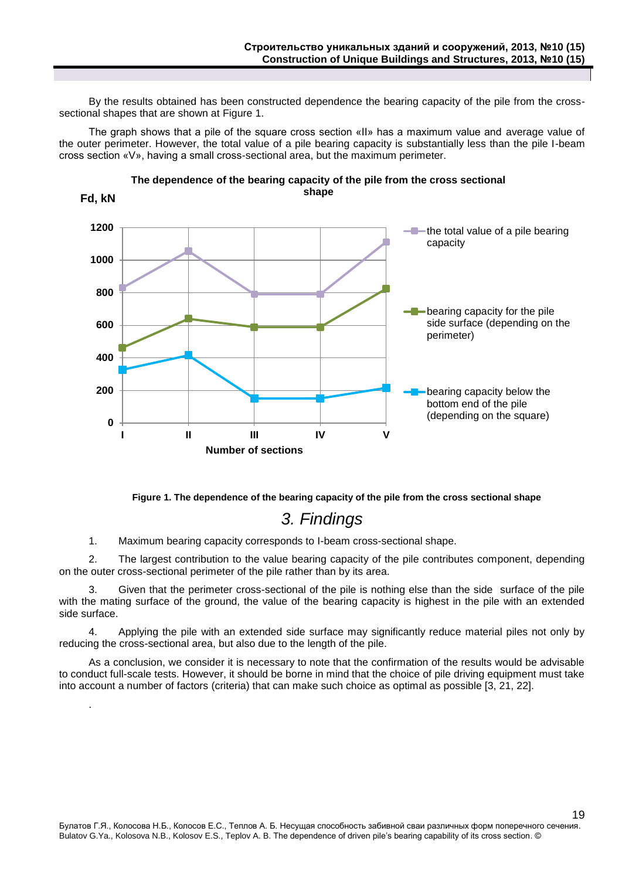By the results obtained has been constructed dependence the bearing capacity of the pile from the cross-sectional shapes that are shown at Figure 1.

The graph shows that a pile of the square cross section «II» has a maximum value and average value of the outer perimeter. However, the total value of a pile bearing capacity is substantially less than the pile I-beam cross section «V», having a small cross-sectional area, but the maximum perimeter.

**The dependence of the bearing capacity of the pile from the cross sectional shape**

**Fd, kN**

**Number of sections**

- the total value of a pile bearing capacity
- bearing capacity for the pile side surface (depending on the perimeter)
- bearing capacity below the bottom end of the pile (depending on the square)

**Figure 1. The dependence of the bearing capacity of the pile from the cross sectional shape**

## *3. Findings*

1. Maximum bearing capacity corresponds to I-beam cross-sectional shape.

2. The largest contribution to the value bearing capacity of the pile contributes component, depending on the outer cross-sectional perimeter of the pile rather than by its area.

3. Given that the perimeter cross-sectional of the pile is nothing else than the side surface of the pile with the mating surface of the ground, the value of the bearing capacity is highest in the pile with an extended side surface.

4. Applying the pile with an extended side surface may significantly reduce material piles not only by reducing the cross-sectional area, but also due to the length of the pile.

As a conclusion, we consider it is necessary to note that the confirmation of the results would be advisable to conduct full-scale tests. However, it should be borne in mind that the choice of pile driving equipment must take into account a number of factors (criteria) that can make such choice as optimal as possible [3, 21, 22].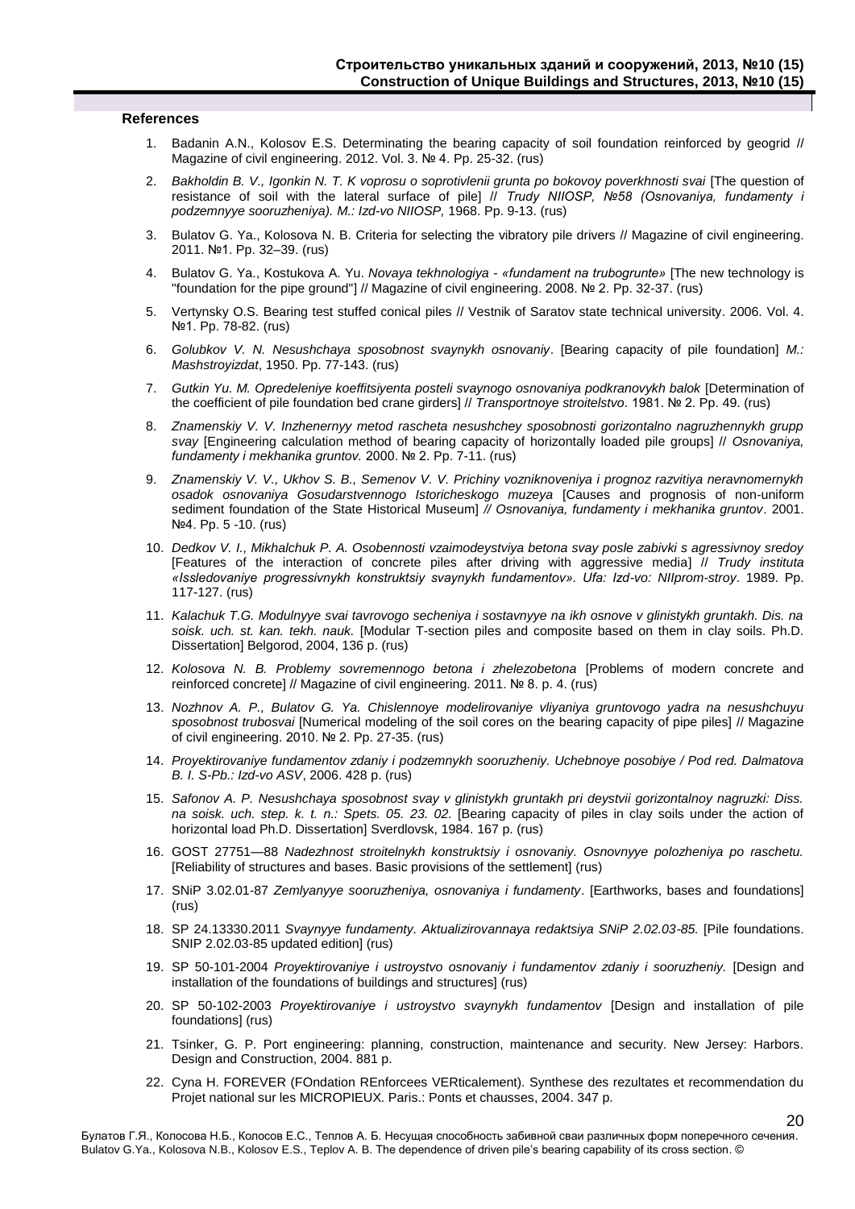## References

1. Badanin A.N., Kolosov E.S. Determinating the bearing capacity of soil foundation reinforced by geogrid // Magazine of civil engineering. 2012. Vol. 3. № 4. Pp. 25-32. (rus)
2. *Bakholdin B. V., Igonkin N. T. K voprosu o soprotivlenii grunta po bokovoy poverkhnosti svai* [The question of resistance of soil with the lateral surface of pile] // *Trudy NIIOSP, №58 (Osnovaniya, fundamenty i podzemnyye sooruzheniya). M.: Izd-vo NIIOSP,* 1968. Pp. 9-13. (rus)
3. Bulatov G. Ya., Kolosova N. B. Criteria for selecting the vibratory pile drivers // Magazine of civil engineering. 2011. №1. Pp. 32–39. (rus)
4. Bulatov G. Ya., Kostukova A. Yu. *Novaya tekhnologiya - «fundament na trubogrunte»* [The new technology is "foundation for the pipe ground"] // Magazine of civil engineering. 2008. № 2. Pp. 32-37. (rus)
5. Vertynsky O.S. Bearing test stuffed conical piles // Vestnik of Saratov state technical university. 2006. Vol. 4. №1. Pp. 78-82. (rus)
6. *Golubkov V. N. Nesushchaya sposobnost svaynykh osnovaniy*. [Bearing capacity of pile foundation] *M.: Mashstroyizdat*, 1950. Pp. 77-143. (rus)
7. *Gutkin Yu. M. Opredeleniye koeffitsiyenta posteli svaynogo osnovaniya podkranovykh balok* [Determination of the coefficient of pile foundation bed crane girders] // *Transportnoye stroitelstvo*. 1981. № 2. Pp. 49. (rus)
8. *Znamenskiy V. V. Inzhenernyy metod rascheta nesushchey sposobnosti gorizontalno nagruzhennykh grupp svay* [Engineering calculation method of bearing capacity of horizontally loaded pile groups] // *Osnovaniya, fundamenty i mekhanika gruntov.* 2000. № 2. Pp. 7-11. (rus)
9. *Znamenskiy V. V., Ukhov S. B., Semenov V. V. Prichiny vozniknoveniya i prognoz razvitiya neravnomernykh osadok osnovaniya Gosudarstvennogo Istoricheskogo muzeya* [Causes and prognosis of non-uniform sediment foundation of the State Historical Museum] *// Osnovaniya, fundamenty i mekhanika gruntov*. 2001. №4. Pp. 5 -10. (rus)
10. *Dedkov V. I., Mikhalchuk P. A. Osobennosti vzaimodeystviya betona svay posle zabivki s agressivnoy sredoy* [Features of the interaction of concrete piles after driving with aggressive media] // *Trudy instituta «Issledovaniye progressivnykh konstruktsiy svaynykh fundamentov». Ufa: Izd-vo: NIIprom-stroy*. 1989. Pp. 117-127. (rus)
11. *Kalachuk T.G. Modulnyye svai tavrovogo secheniya i sostavnyye na ikh osnove v glinistykh gruntakh. Dis. na soisk. uch. st. kan. tekh. nauk.* [Modular T-section piles and composite based on them in clay soils. Ph.D. Dissertation] Belgorod, 2004, 136 p. (rus)
12. *Kolosova N. B. Problemy sovremennogo betona i zhelezobetona* [Problems of modern concrete and reinforced concrete] // Magazine of civil engineering. 2011. № 8. p. 4. (rus)
13. *Nozhnov A. P., Bulatov G. Ya. Chislennoye modelirovaniye vliyaniya gruntovogo yadra na nesushchuyu sposobnost trubosvai* [Numerical modeling of the soil cores on the bearing capacity of pipe piles] // Magazine of civil engineering. 2010. № 2. Pp. 27-35. (rus)
14. *Proyektirovaniye fundamentov zdaniy i podzemnykh sooruzheniy. Uchebnoye posobiye / Pod red. Dalmatova B. I. S-Pb.: Izd-vo ASV*, 2006. 428 p. (rus)
15. *Safonov A. P. Nesushchaya sposobnost svay v glinistykh gruntakh pri deystvii gorizontalnoy nagruzki: Diss. na soisk. uch. step. k. t. n.: Spets. 05. 23. 02.* [Bearing capacity of piles in clay soils under the action of horizontal load Ph.D. Dissertation] Sverdlovsk, 1984. 167 p. (rus)
16. GOST 27751—88 *Nadezhnost stroitelnykh konstruktsiy i osnovaniy. Osnovnyye polozheniya po raschetu.* [Reliability of structures and bases. Basic provisions of the settlement] (rus)
17. SNiP 3.02.01-87 *Zemlyanyye sooruzheniya, osnovaniya i fundamenty*. [Earthworks, bases and foundations] (rus)
18. SP 24.13330.2011 *Svaynyye fundamenty. Aktualizirovannaya redaktsiya SNiP 2.02.03-85.* [Pile foundations. SNIP 2.02.03-85 updated edition] (rus)
19. SP 50-101-2004 *Proyektirovaniye i ustroystvo osnovaniy i fundamentov zdaniy i sooruzheniy.* [Design and installation of the foundations of buildings and structures] (rus)
20. SP 50-102-2003 *Proyektirovaniye i ustroystvo svaynykh fundamentov* [Design and installation of pile foundations] (rus)
21. Tsinker, G. P. Port engineering: planning, construction, maintenance and security. New Jersey: Harbors. Design and Construction, 2004. 881 p.
22. Cyna H. FOREVER (FOndation REnforcees VERticalement). Synthese des rezultates et recommendation du Projet national sur les MICROPIEUX. Paris.: Ponts et chausses, 2004. 347 p.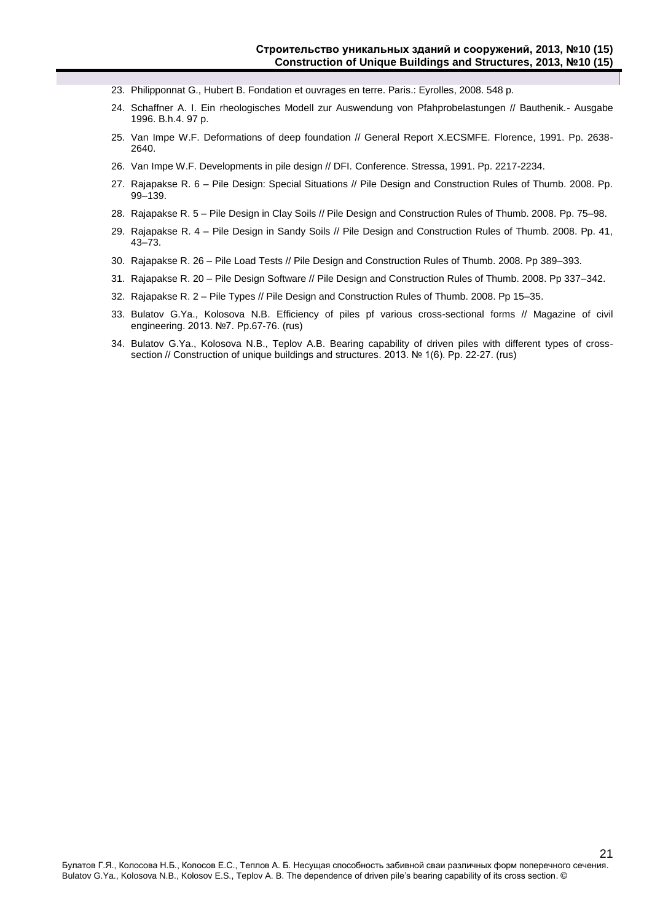23. Philipponnat G., Hubert B. Fondation et ouvrages en terre. Paris.: Eyrolles, 2008. 548 p.
24. Schaffner A. I. Ein rheologisches Modell zur Auswendung von Pfahprobelastungen // Bauthenik.- Ausgabe 1996. B.h.4. 97 p.
25. Van Impe W.F. Deformations of deep foundation // General Report X.ECSMFE. Florence, 1991. Pp. 2638-2640.
26. Van Impe W.F. Developments in pile design // DFI. Conference. Stressa, 1991. Pp. 2217-2234.
27. Rajapakse R. 6 – Pile Design: Special Situations // Pile Design and Construction Rules of Thumb. 2008. Pp. 99–139.
28. Rajapakse R. 5 – Pile Design in Clay Soils // Pile Design and Construction Rules of Thumb. 2008. Pp. 75–98.
29. Rajapakse R. 4 – Pile Design in Sandy Soils // Pile Design and Construction Rules of Thumb. 2008. Pp. 41, 43–73.
30. Rajapakse R. 26 – Pile Load Tests // Pile Design and Construction Rules of Thumb. 2008. Pp 389–393.
31. Rajapakse R. 20 – Pile Design Software // Pile Design and Construction Rules of Thumb. 2008. Pp 337–342.
32. Rajapakse R. 2 – Pile Types // Pile Design and Construction Rules of Thumb. 2008. Pp 15–35.
33. Bulatov G.Ya., Kolosova N.B. Efficiency of piles pf various cross-sectional forms // Magazine of civil engineering. 2013. №7. Pp.67-76. (rus)
34. Bulatov G.Ya., Kolosova N.B., Teplov A.B. Bearing capability of driven piles with different types of cross-section // Construction of unique buildings and structures. 2013. № 1(6). Pp. 22-27. (rus)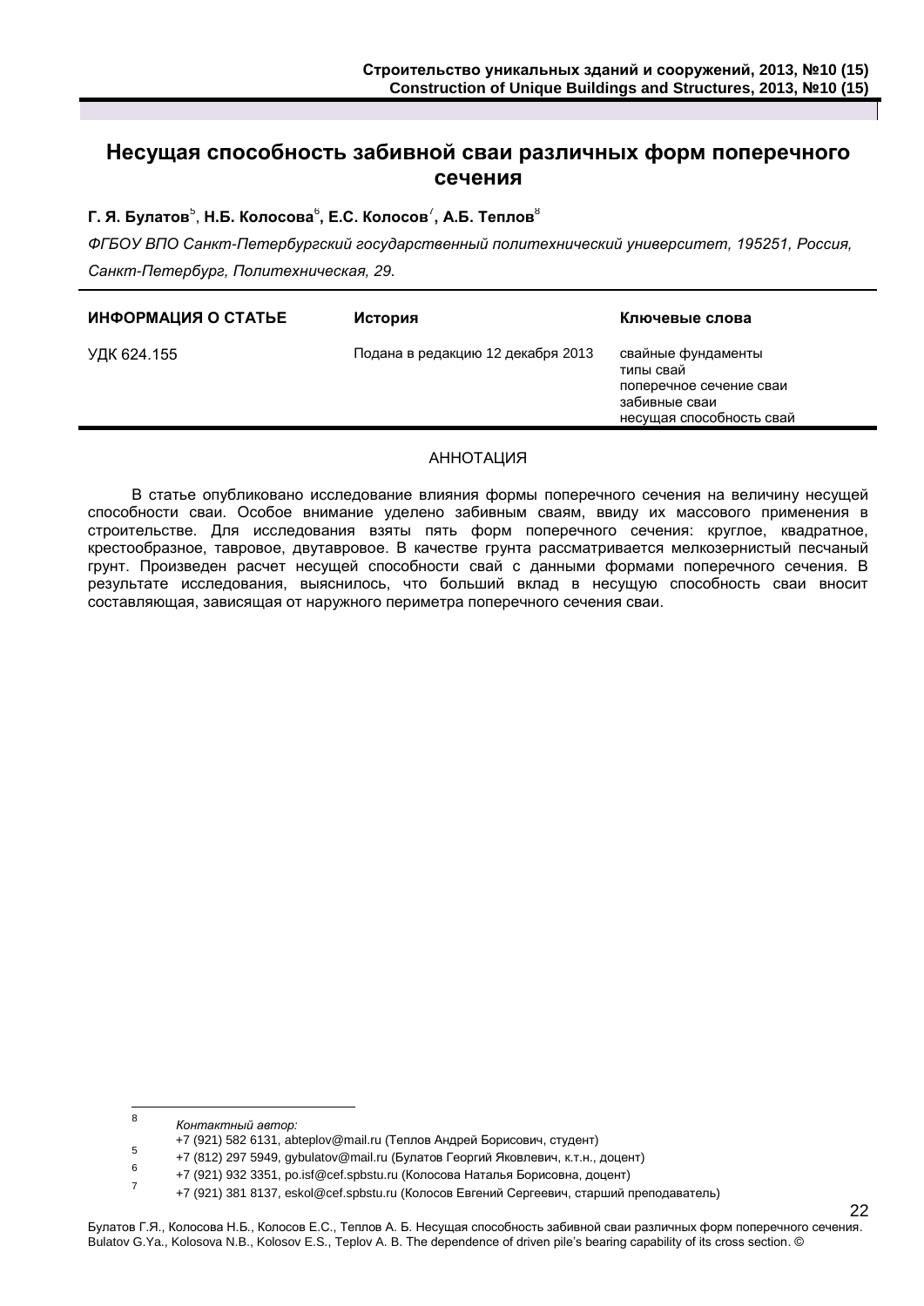# Несущая способность забивной сваи различных форм поперечного сечения

**Г. Я. Булатов**[5], **Н.Б. Колосова**[6], **Е.С. Колосов**[7], **А.Б. Теплов**[8]

*ФГБОУ ВПО Санкт-Петербургский государственный политехнический университет, 195251, Россия, Санкт-Петербург, Политехническая, 29.*

| ИНФОРМАЦИЯ О СТАТЬЕ | История | Ключевые слова |
|---|---|---|
| УДК 624.155 | Подана в редакцию 12 декабря 2013 | свайные фундаменты<br>типы свай<br>поперечное сечение сваи<br>забивные сваи<br>несущая способность свай |

## АННОТАЦИЯ

В статье опубликовано исследование влияния формы поперечного сечения на величину несущей способности сваи. Особое внимание уделено забивным сваям, ввиду их массового применения в строительстве. Для исследования взяты пять форм поперечного сечения: круглое, квадратное, крестообразное, тавровое, двутавровое. В качестве грунта рассматривается мелкозернистый песчаный грунт. Произведен расчет несущей способности свай с данными формами поперечного сечения. В результате исследования, выяснилось, что больший вклад в несущую способность сваи вносит составляющая, зависящая от наружного периметра поперечного сечения сваи.

---

[8] *Контактный автор:*
+7 (921) 582 6131, abteplov@mail.ru (Теплов Андрей Борисович, студент)

[5] +7 (812) 297 5949, gybulatov@mail.ru (Булатов Георгий Яковлевич, к.т.н., доцент)

[6] +7 (921) 932 3351, po.isf@cef.spbstu.ru (Колосова Наталья Борисовна, доцент)

[7] +7 (921) 381 8137, eskol@cef.spbstu.ru (Колосов Евгений Сергеевич, старший преподаватель)

Булатов Г.Я., Колосова Н.Б., Колосов Е.С., Теплов А. Б. Несущая способность забивной сваи различных форм поперечного сечения.
Bulatov G.Ya., Kolosova N.B., Kolosov E.S., Teplov A. B. The dependence of driven pile's bearing capability of its cross section. ©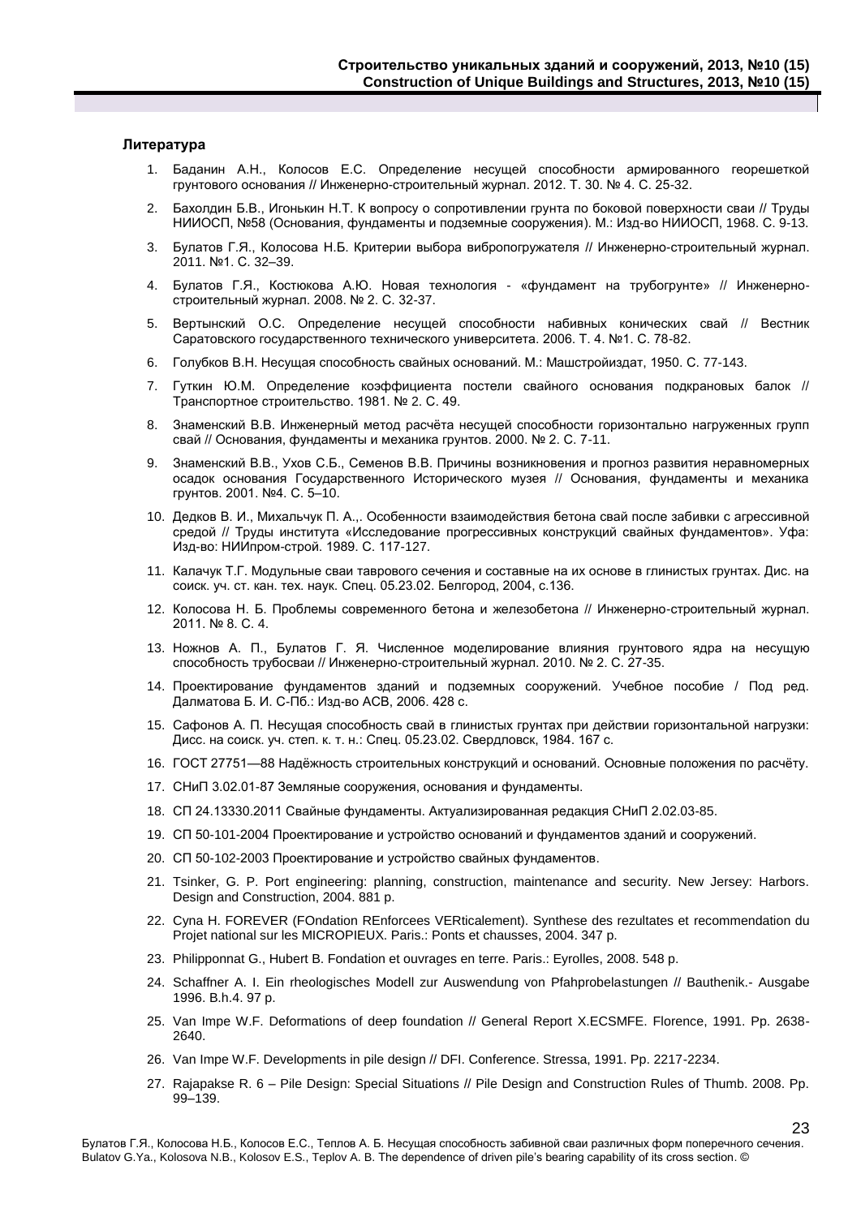**Литература**

1. Баданин А.Н., Колосов Е.С. Определение несущей способности армированного георешеткой грунтового основания // Инженерно-строительный журнал. 2012. Т. 30. № 4. С. 25-32.
2. Бахолдин Б.В., Игонькин Н.Т. К вопросу о сопротивлении грунта по боковой поверхности сваи // Труды НИИОСП, №58 (Основания, фундаменты и подземные сооружения). М.: Изд-во НИИОСП, 1968. С. 9-13.
3. Булатов Г.Я., Колосова Н.Б. Критерии выбора вибропогружателя // Инженерно-строительный журнал. 2011. №1. С. 32–39.
4. Булатов Г.Я., Костюкова А.Ю. Новая технология - «фундамент на трубогрунте» // Инженерно-строительный журнал. 2008. № 2. С. 32-37.
5. Вертынский О.С. Определение несущей способности набивных конических свай // Вестник Саратовского государственного технического университета. 2006. Т. 4. №1. С. 78-82.
6. Голубков В.Н. Несущая способность свайных оснований. М.: Машстройиздат, 1950. С. 77-143.
7. Гуткин Ю.М. Определение коэффициента постели свайного основания подкрановых балок // Транспортное строительство. 1981. № 2. С. 49.
8. Знаменский В.В. Инженерный метод расчёта несущей способности горизонтально нагруженных групп свай // Основания, фундаменты и механика грунтов. 2000. № 2. С. 7-11.
9. Знаменский В.В., Ухов С.Б., Семенов В.В. Причины возникновения и прогноз развития неравномерных осадок основания Государственного Исторического музея // Основания, фундаменты и механика грунтов. 2001. №4. С. 5–10.
10. Дедков В. И., Михальчук П. А.,. Особенности взаимодействия бетона свай после забивки с агрессивной средой // Труды института «Исследование прогрессивных конструкций свайных фундаментов». Уфа: Изд-во: НИИпром-строй. 1989. С. 117-127.
11. Калачук Т.Г. Модульные сваи таврового сечения и составные на их основе в глинистых грунтах. Дис. на соиск. уч. ст. кан. тех. наук. Спец. 05.23.02. Белгород, 2004, с.136.
12. Колосова Н. Б. Проблемы современного бетона и железобетона // Инженерно-строительный журнал. 2011. № 8. С. 4.
13. Ножнов А. П., Булатов Г. Я. Численное моделирование влияния грунтового ядра на несущую способность трубосваи // Инженерно-строительный журнал. 2010. № 2. С. 27-35.
14. Проектирование фундаментов зданий и подземных сооружений. Учебное пособие / Под ред. Далматова Б. И. С-Пб.: Изд-во АСВ, 2006. 428 с.
15. Сафонов А. П. Несущая способность свай в глинистых грунтах при действии горизонтальной нагрузки: Дисс. на соиск. уч. степ. к. т. н.: Спец. 05.23.02. Свердловск, 1984. 167 с.
16. ГОСТ 27751—88 Надёжность строительных конструкций и оснований. Основные положения по расчёту.
17. СНиП 3.02.01-87 Земляные сооружения, основания и фундаменты.
18. СП 24.13330.2011 Свайные фундаменты. Актуализированная редакция СНиП 2.02.03-85.
19. СП 50-101-2004 Проектирование и устройство оснований и фундаментов зданий и сооружений.
20. СП 50-102-2003 Проектирование и устройство свайных фундаментов.
21. Tsinker, G. P. Port engineering: planning, construction, maintenance and security. New Jersey: Harbors. Design and Construction, 2004. 881 p.
22. Cyna H. FOREVER (FOndation REnforcees VERticalement). Synthese des rezultates et recommendation du Projet national sur les MICROPIEUX. Paris.: Ponts et chausses, 2004. 347 p.
23. Philipponnat G., Hubert B. Fondation et ouvrages en terre. Paris.: Eyrolles, 2008. 548 p.
24. Schaffner A. I. Ein rheologisches Modell zur Auswendung von Pfahprobelastungen // Bauthenik.- Ausgabe 1996. B.h.4. 97 p.
25. Van Impe W.F. Deformations of deep foundation // General Report X.ECSMFE. Florence, 1991. Pp. 2638-2640.
26. Van Impe W.F. Developments in pile design // DFI. Conference. Stressa, 1991. Pp. 2217-2234.
27. Rajapakse R. 6 – Pile Design: Special Situations // Pile Design and Construction Rules of Thumb. 2008. Pp. 99–139.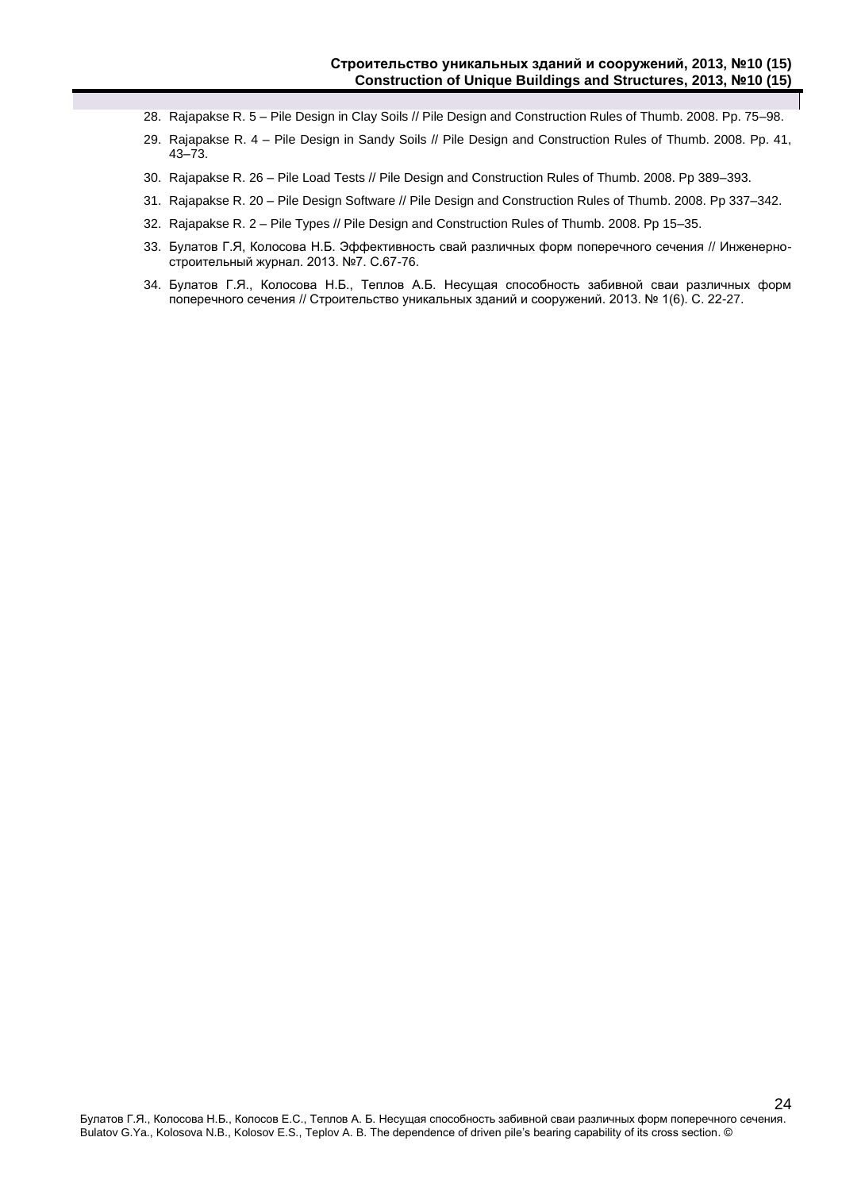28. Rajapakse R. 5 – Pile Design in Clay Soils // Pile Design and Construction Rules of Thumb. 2008. Pp. 75–98.

29. Rajapakse R. 4 – Pile Design in Sandy Soils // Pile Design and Construction Rules of Thumb. 2008. Pp. 41, 43–73.

30. Rajapakse R. 26 – Pile Load Tests // Pile Design and Construction Rules of Thumb. 2008. Pp 389–393.

31. Rajapakse R. 20 – Pile Design Software // Pile Design and Construction Rules of Thumb. 2008. Pp 337–342.

32. Rajapakse R. 2 – Pile Types // Pile Design and Construction Rules of Thumb. 2008. Pp 15–35.

33. Булатов Г.Я, Колосова Н.Б. Эффективность свай различных форм поперечного сечения // Инженерно-строительный журнал. 2013. №7. С.67-76.

34. Булатов Г.Я., Колосова Н.Б., Теплов А.Б. Несущая способность забивной сваи различных форм поперечного сечения // Строительство уникальных зданий и сооружений. 2013. № 1(6). С. 22-27.